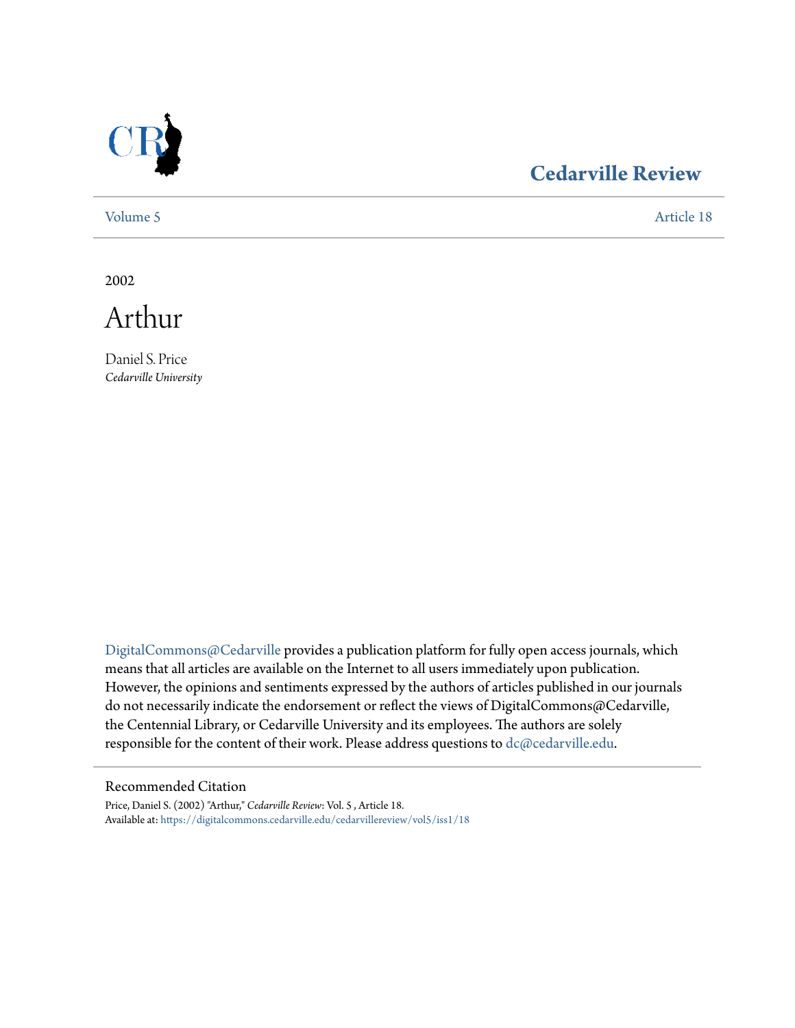# Cedarville Review

Volume 5 | Article 18

2002

# Arthur

Daniel S. Price
*Cedarville University*

DigitalCommons@Cedarville provides a publication platform for fully open access journals, which means that all articles are available on the Internet to all users immediately upon publication. However, the opinions and sentiments expressed by the authors of articles published in our journals do not necessarily indicate the endorsement or reflect the views of DigitalCommons@Cedarville, the Centennial Library, or Cedarville University and its employees. The authors are solely responsible for the content of their work. Please address questions to dc@cedarville.edu.

## Recommended Citation

Price, Daniel S. (2002) "Arthur," *Cedarville Review*: Vol. 5 , Article 18.
Available at: https://digitalcommons.cedarville.edu/cedarvillereview/vol5/iss1/18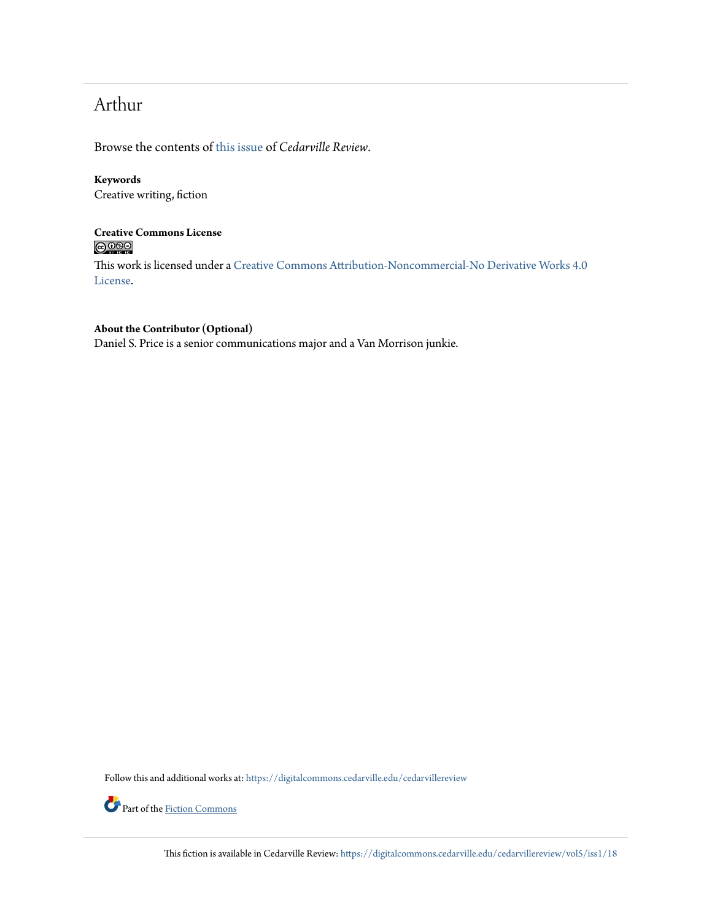# Arthur

Browse the contents of this issue of *Cedarville Review*.

**Keywords**
Creative writing, fiction

**Creative Commons License**

This work is licensed under a Creative Commons Attribution-Noncommercial-No Derivative Works 4.0 License.

**About the Contributor (Optional)**
Daniel S. Price is a senior communications major and a Van Morrison junkie.

Follow this and additional works at: https://digitalcommons.cedarville.edu/cedarvillereview

Part of the Fiction Commons

This fiction is available in Cedarville Review: https://digitalcommons.cedarville.edu/cedarvillereview/vol5/iss1/18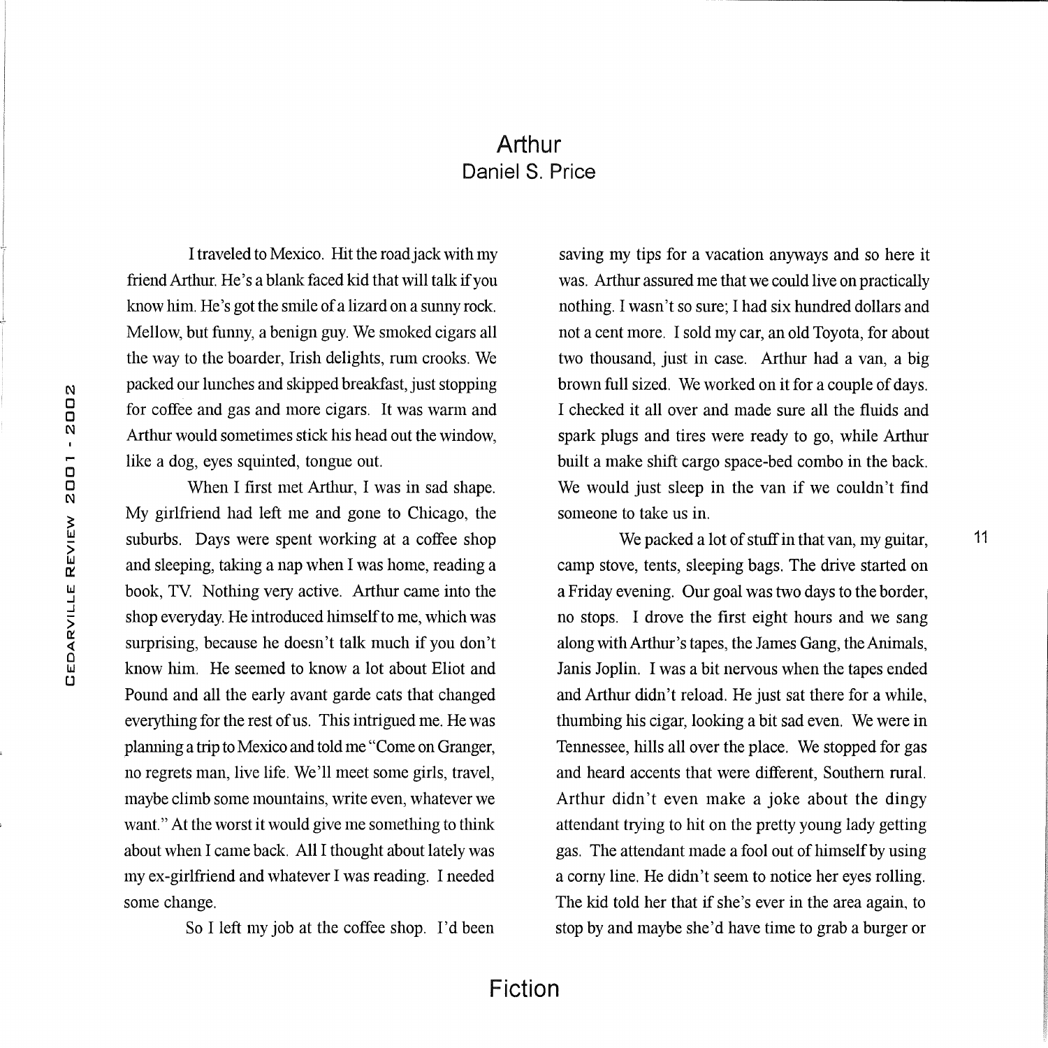# Arthur

## Daniel S. Price

I traveled to Mexico. Hit the road jack with my friend Arthur. He's a blank faced kid that will talk if you know him. He's got the smile of a lizard on a sunny rock. Mellow, but funny, a benign guy. We smoked cigars all the way to the boarder, Irish delights, rum crooks. We packed our lunches and skipped breakfast, just stopping for coffee and gas and more cigars. It was warm and Arthur would sometimes stick his head out the window, like a dog, eyes squinted, tongue out.

When I first met Arthur, I was in sad shape. My girlfriend had left me and gone to Chicago, the suburbs. Days were spent working at a coffee shop and sleeping, taking a nap when I was home, reading a book, TV. Nothing very active. Arthur came into the shop everyday. He introduced himself to me, which was surprising, because he doesn't talk much if you don't know him. He seemed to know a lot about Eliot and Pound and all the early avant garde cats that changed everything for the rest of us. This intrigued me. He was planning a trip to Mexico and told me "Come on Granger, no regrets man, live life. We'll meet some girls, travel, maybe climb some mountains, write even, whatever we want." At the worst it would give me something to think about when I came back. All I thought about lately was my ex-girlfriend and whatever I was reading. I needed some change.

So I left my job at the coffee shop. I'd been saving my tips for a vacation anyways and so here it was. Arthur assured me that we could live on practically nothing. I wasn't so sure; I had six hundred dollars and not a cent more. I sold my car, an old Toyota, for about two thousand, just in case. Arthur had a van, a big brown full sized. We worked on it for a couple of days. I checked it all over and made sure all the fluids and spark plugs and tires were ready to go, while Arthur built a make shift cargo space-bed combo in the back. We would just sleep in the van if we couldn't find someone to take us in.

We packed a lot of stuff in that van, my guitar, camp stove, tents, sleeping bags. The drive started on a Friday evening. Our goal was two days to the border, no stops. I drove the first eight hours and we sang along with Arthur's tapes, the James Gang, the Animals, Janis Joplin. I was a bit nervous when the tapes ended and Arthur didn't reload. He just sat there for a while, thumbing his cigar, looking a bit sad even. We were in Tennessee, hills all over the place. We stopped for gas and heard accents that were different, Southern rural. Arthur didn't even make a joke about the dingy attendant trying to hit on the pretty young lady getting gas. The attendant made a fool out of himself by using a corny line. He didn't seem to notice her eyes rolling. The kid told her that if she's ever in the area again, to stop by and maybe she'd have time to grab a burger or

Fiction